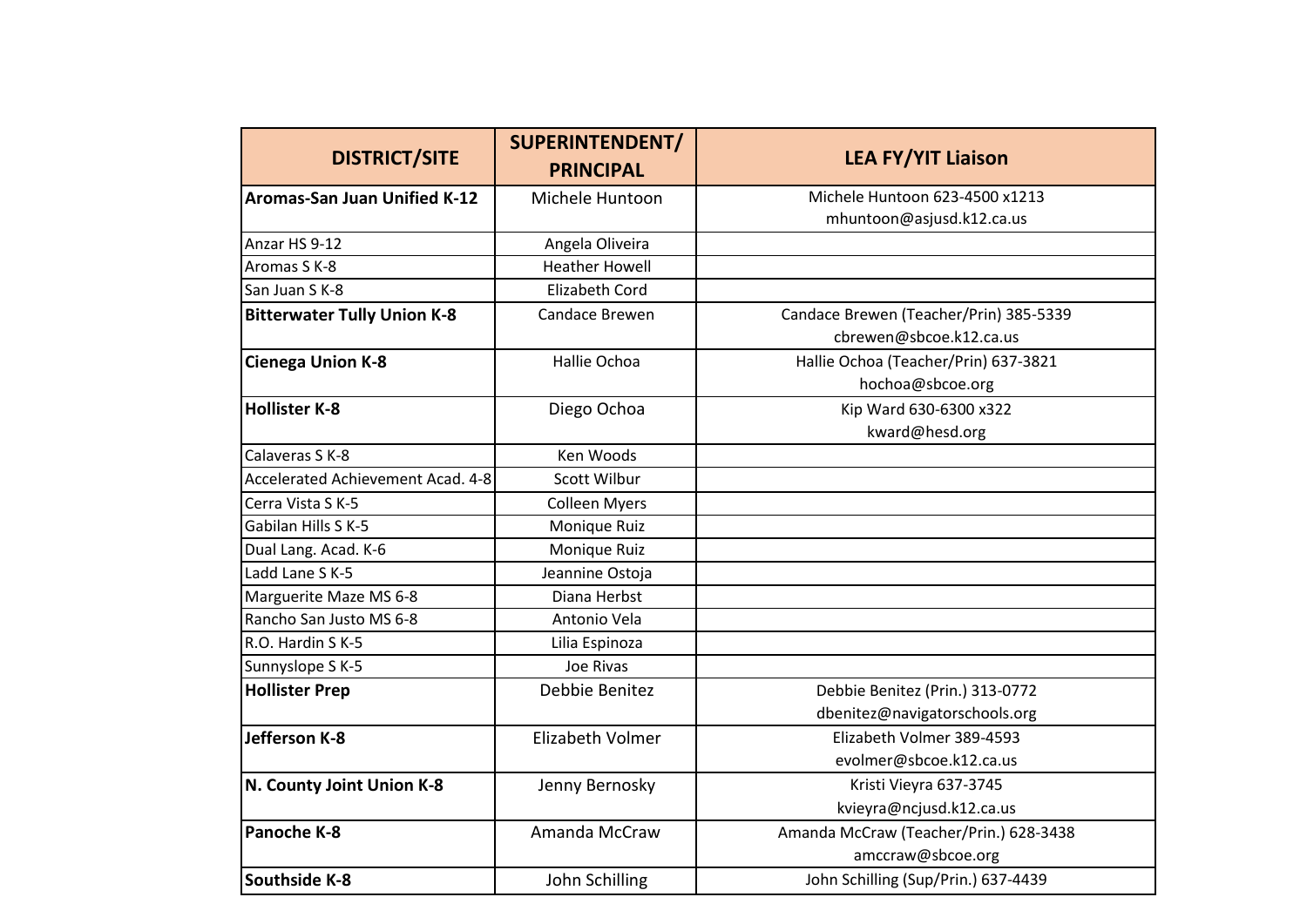| DISTRICT/SITE | SUPERINTENDENT/ PRINCIPAL | LEA FY/YIT Liaison |
|---|---|---|
| **Aromas-San Juan Unified K-12** | Michele Huntoon | Michele Huntoon 623-4500 x1213<br>mhuntoon@asjusd.k12.ca.us |
| Anzar HS 9-12 | Angela Oliveira | |
| Aromas S K-8 | Heather Howell | |
| San Juan S K-8 | Elizabeth Cord | |
| **Bitterwater Tully Union K-8** | Candace Brewen | Candace Brewen (Teacher/Prin) 385-5339<br>cbrewen@sbcoe.k12.ca.us |
| **Cienega Union K-8** | Hallie Ochoa | Hallie Ochoa (Teacher/Prin) 637-3821<br>hochoa@sbcoe.org |
| **Hollister K-8** | Diego Ochoa | Kip Ward 630-6300 x322<br>kward@hesd.org |
| Calaveras S K-8 | Ken Woods | |
| Accelerated Achievement Acad. 4-8 | Scott Wilbur | |
| Cerra Vista S K-5 | Colleen Myers | |
| Gabilan Hills S K-5 | Monique Ruiz | |
| Dual Lang. Acad. K-6 | Monique Ruiz | |
| Ladd Lane S K-5 | Jeannine Ostoja | |
| Marguerite Maze MS 6-8 | Diana Herbst | |
| Rancho San Justo MS 6-8 | Antonio Vela | |
| R.O. Hardin S K-5 | Lilia Espinoza | |
| Sunnyslope S K-5 | Joe Rivas | |
| **Hollister Prep** | Debbie Benitez | Debbie Benitez (Prin.) 313-0772<br>dbenitez@navigatorschools.org |
| **Jefferson K-8** | Elizabeth Volmer | Elizabeth Volmer 389-4593<br>evolmer@sbcoe.k12.ca.us |
| **N. County Joint Union K-8** | Jenny Bernosky | Kristi Vieyra 637-3745<br>kvieyra@ncjusd.k12.ca.us |
| **Panoche K-8** | Amanda McCraw | Amanda McCraw (Teacher/Prin.) 628-3438<br>amccraw@sbcoe.org |
| **Southside K-8** | John Schilling | John Schilling (Sup/Prin.) 637-4439 |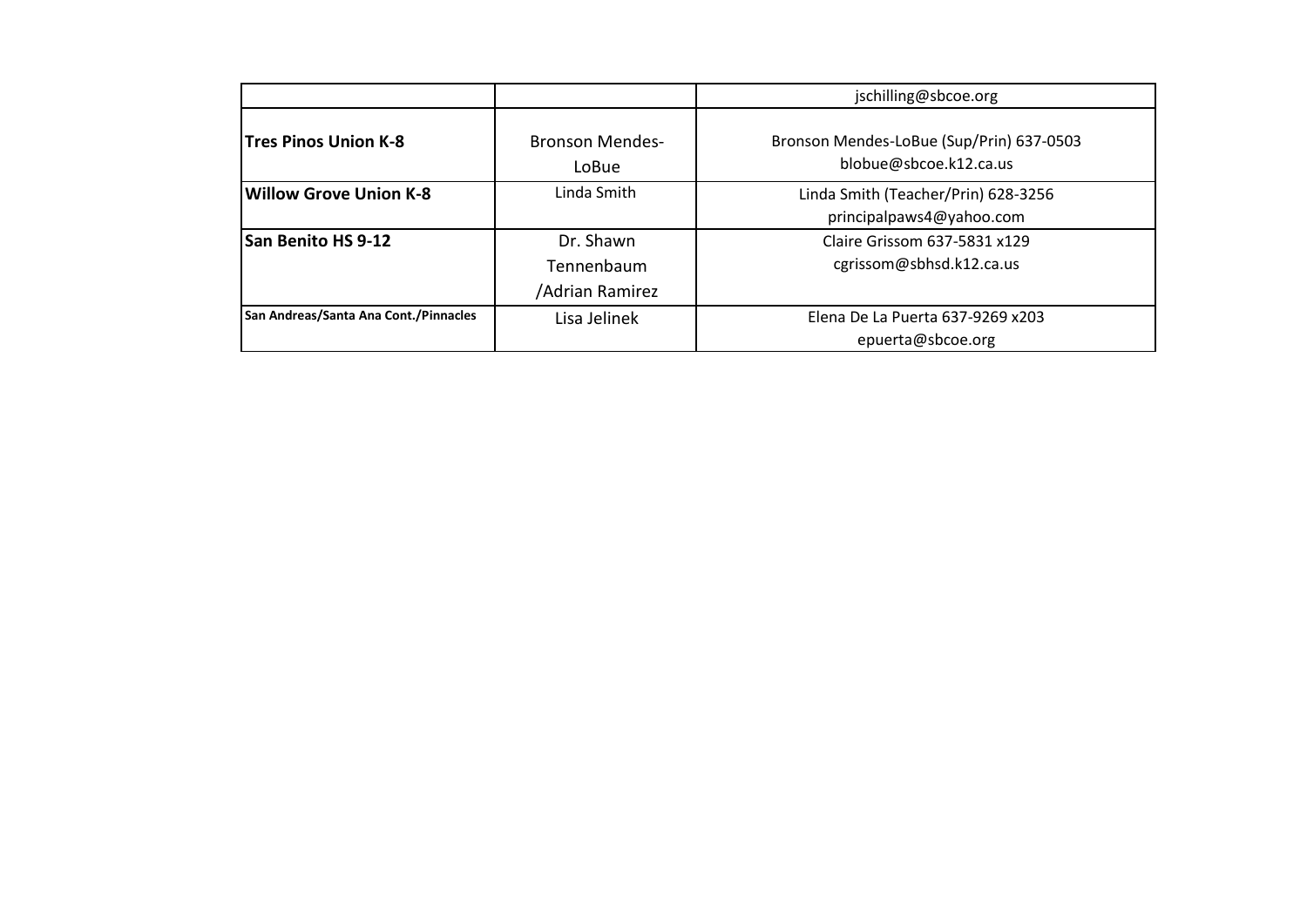| | | |
|---|---|---|
| | | jschilling@sbcoe.org |
| **Tres Pinos Union K-8** | Bronson Mendes-LoBue | Bronson Mendes-LoBue (Sup/Prin) 637-0503 blobue@sbcoe.k12.ca.us |
| **Willow Grove Union K-8** | Linda Smith | Linda Smith (Teacher/Prin) 628-3256 principalpaws4@yahoo.com |
| **San Benito HS 9-12** | Dr. Shawn Tennenbaum /Adrian Ramirez | Claire Grissom 637-5831 x129 cgrissom@sbhsd.k12.ca.us |
| **San Andreas/Santa Ana Cont./Pinnacles** | Lisa Jelinek | Elena De La Puerta 637-9269 x203 epuerta@sbcoe.org |